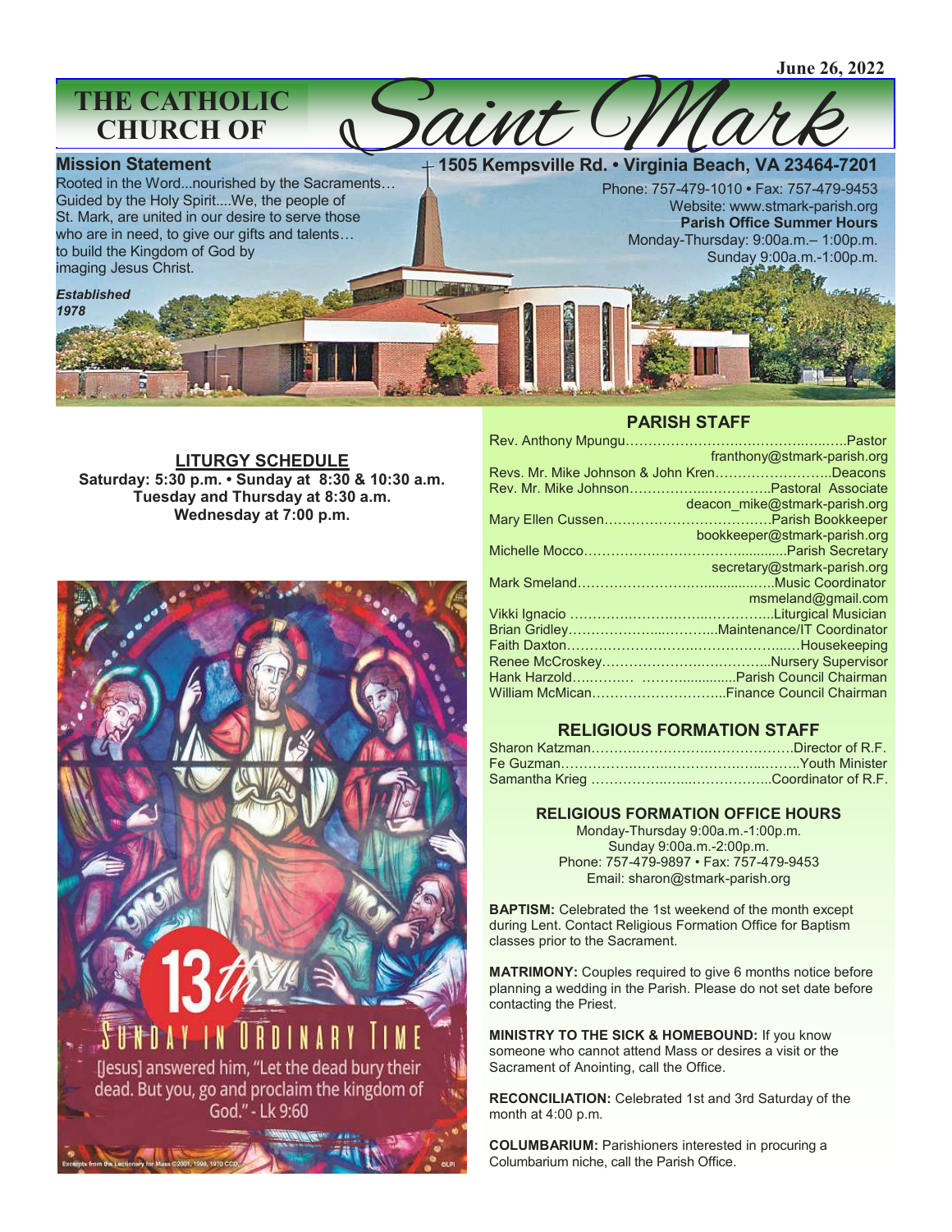June 26, 2022

# THE CATHOLIC CHURCH OF Saint Mark

## Mission Statement

Rooted in the Word...nourished by the Sacraments… Guided by the Holy Spirit....We, the people of St. Mark, are united in our desire to serve those who are in need, to give our gifts and talents… to build the Kingdom of God by imaging Jesus Christ.

***Established 1978***

**1505 Kempsville Rd. • Virginia Beach, VA 23464-7201**

Phone: 757-479-1010 • Fax: 757-479-9453
Website: www.stmark-parish.org

**Parish Office Summer Hours**
Monday-Thursday: 9:00a.m.– 1:00p.m.
Sunday 9:00a.m.-1:00p.m.

## LITURGY SCHEDULE

**Saturday: 5:30 p.m. • Sunday at 8:30 & 10:30 a.m.**
**Tuesday and Thursday at 8:30 a.m.**
**Wednesday at 7:00 p.m.**

13th SUNDAY IN ORDINARY TIME

[Jesus] answered him, "Let the dead bury their dead. But you, go and proclaim the kingdom of God." - Lk 9:60

## PARISH STAFF

Rev. Anthony Mpungu……………………………………Pastor
franthony@stmark-parish.org
Revs. Mr. Mike Johnson & John Kren……………………Deacons
Rev. Mr. Mike Johnson……………………………Pastoral Associate
deacon_mike@stmark-parish.org
Mary Ellen Cussen………………………………Parish Bookkeeper
bookkeeper@stmark-parish.org
Michelle Mocco……………………………………Parish Secretary
secretary@stmark-parish.org
Mark Smeland………………………………………Music Coordinator
msmeland@gmail.com
Vikki Ignacio ……………………………………Liturgical Musician
Brian Gridley……………………………Maintenance/IT Coordinator
Faith Daxton…………………………………………………Housekeeping
Renee McCroskey………………………………Nursery Supervisor
Hank Harzold……………………………Parish Council Chairman
William McMican……………………………Finance Council Chairman

## RELIGIOUS FORMATION STAFF

Sharon Katzman……………………………………Director of R.F.
Fe Guzman………………………………………………Youth Minister
Samantha Krieg …………………………………Coordinator of R.F.

## RELIGIOUS FORMATION OFFICE HOURS

Monday-Thursday 9:00a.m.-1:00p.m.
Sunday 9:00a.m.-2:00p.m.
Phone: 757-479-9897 • Fax: 757-479-9453
Email: sharon@stmark-parish.org

**BAPTISM:** Celebrated the 1st weekend of the month except during Lent. Contact Religious Formation Office for Baptism classes prior to the Sacrament.

**MATRIMONY:** Couples required to give 6 months notice before planning a wedding in the Parish. Please do not set date before contacting the Priest.

**MINISTRY TO THE SICK & HOMEBOUND:** If you know someone who cannot attend Mass or desires a visit or the Sacrament of Anointing, call the Office.

**RECONCILIATION:** Celebrated 1st and 3rd Saturday of the month at 4:00 p.m.

**COLUMBARIUM:** Parishioners interested in procuring a Columbarium niche, call the Parish Office.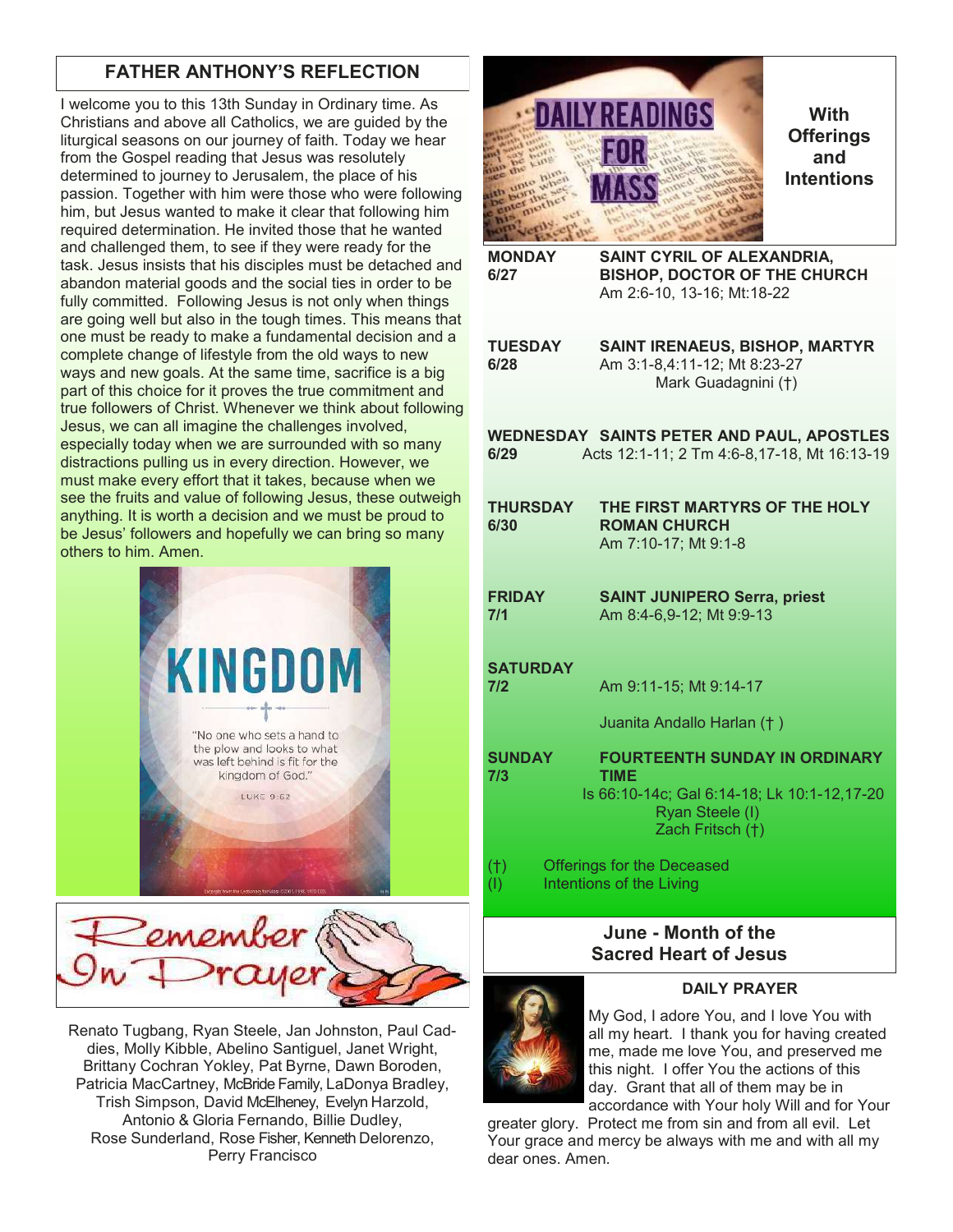## FATHER ANTHONY'S REFLECTION

I welcome you to this 13th Sunday in Ordinary time. As Christians and above all Catholics, we are guided by the liturgical seasons on our journey of faith. Today we hear from the Gospel reading that Jesus was resolutely determined to journey to Jerusalem, the place of his passion. Together with him were those who were following him, but Jesus wanted to make it clear that following him required determination. He invited those that he wanted and challenged them, to see if they were ready for the task. Jesus insists that his disciples must be detached and abandon material goods and the social ties in order to be fully committed. Following Jesus is not only when things are going well but also in the tough times. This means that one must be ready to make a fundamental decision and a complete change of lifestyle from the old ways to new ways and new goals. At the same time, sacrifice is a big part of this choice for it proves the true commitment and true followers of Christ. Whenever we think about following Jesus, we can all imagine the challenges involved, especially today when we are surrounded with so many distractions pulling us in every direction. However, we must make every effort that it takes, because when we see the fruits and value of following Jesus, these outweigh anything. It is worth a decision and we must be proud to be Jesus' followers and hopefully we can bring so many others to him. Amen.

**KINGDOM**

"No one who sets a hand to the plow and looks to what was left behind is fit for the kingdom of God."

LUKE 9:62

## Remember In Prayer

Renato Tugbang, Ryan Steele, Jan Johnston, Paul Caddies, Molly Kibble, Abelino Santiguel, Janet Wright, Brittany Cochran Yokley, Pat Byrne, Dawn Boroden, Patricia MacCartney, McBride Family, LaDonya Bradley, Trish Simpson, David McElheney, Evelyn Harzold, Antonio & Gloria Fernando, Billie Dudley, Rose Sunderland, Rose Fisher, Kenneth Delorenzo, Perry Francisco

## DAILY READINGS FOR MASS With Offerings and Intentions

**MONDAY 6/27** — **SAINT CYRIL OF ALEXANDRIA, BISHOP, DOCTOR OF THE CHURCH**
Am 2:6-10, 13-16; Mt:18-22

**TUESDAY 6/28** — **SAINT IRENAEUS, BISHOP, MARTYR**
Am 3:1-8,4:11-12; Mt 8:23-27
Mark Guadagnini (†)

**WEDNESDAY 6/29** — **SAINTS PETER AND PAUL, APOSTLES**
Acts 12:1-11; 2 Tm 4:6-8,17-18, Mt 16:13-19

**THURSDAY 6/30** — **THE FIRST MARTYRS OF THE HOLY ROMAN CHURCH**
Am 7:10-17; Mt 9:1-8

**FRIDAY 7/1** — **SAINT JUNIPERO Serra, priest**
Am 8:4-6,9-12; Mt 9:9-13

**SATURDAY 7/2**
Am 9:11-15; Mt 9:14-17
Juanita Andallo Harlan († )

**SUNDAY 7/3** — **FOURTEENTH SUNDAY IN ORDINARY TIME**
Is 66:10-14c; Gal 6:14-18; Lk 10:1-12,17-20
Ryan Steele (I)
Zach Fritsch (†)

(†) Offerings for the Deceased
(I) Intentions of the Living

## June - Month of the Sacred Heart of Jesus

### DAILY PRAYER

My God, I adore You, and I love You with all my heart. I thank you for having created me, made me love You, and preserved me this night. I offer You the actions of this day. Grant that all of them may be in accordance with Your holy Will and for Your greater glory. Protect me from sin and from all evil. Let Your grace and mercy be always with me and with all my dear ones. Amen.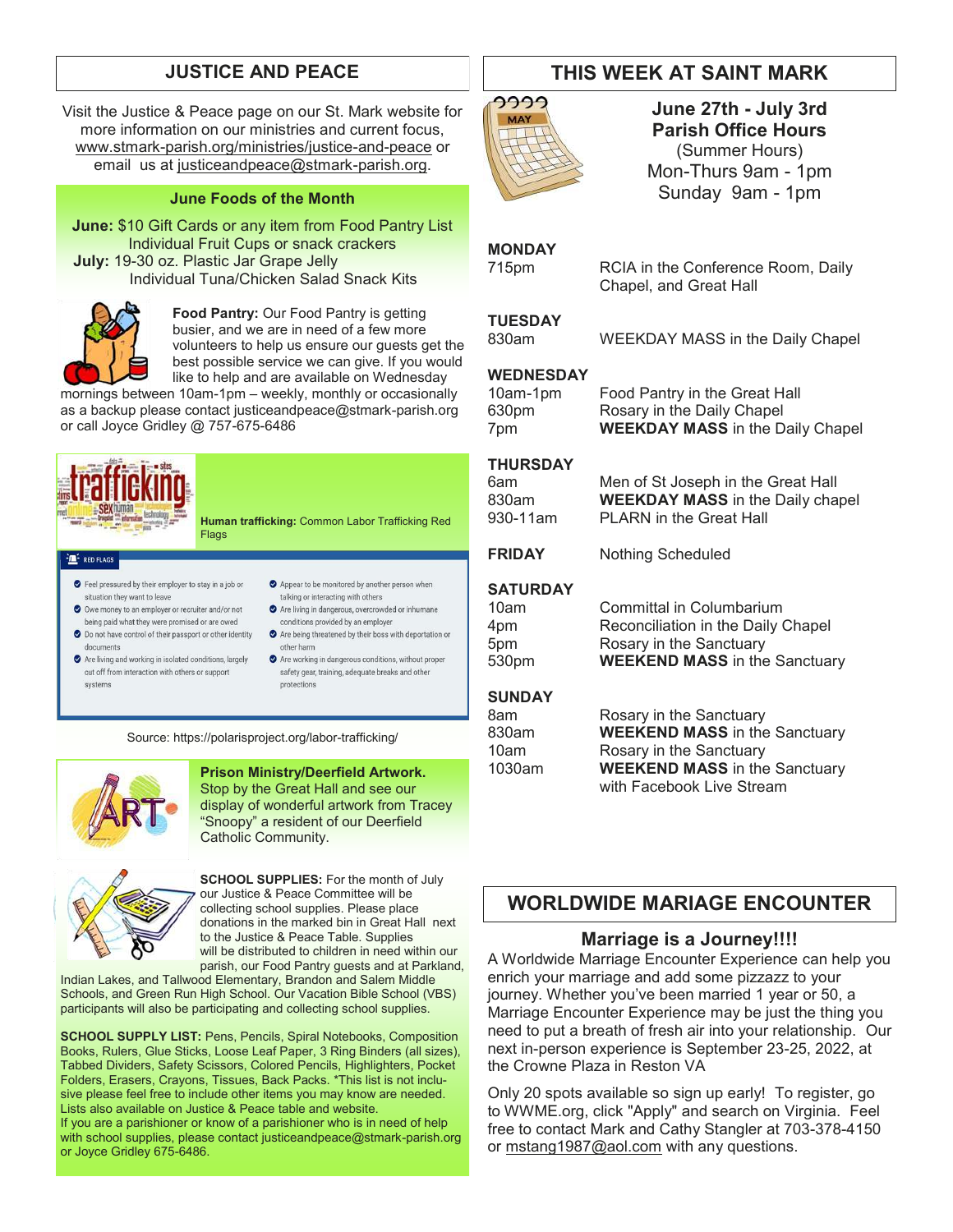## JUSTICE AND PEACE

Visit the Justice & Peace page on our St. Mark website for more information on our ministries and current focus, www.stmark-parish.org/ministries/justice-and-peace or email us at justiceandpeace@stmark-parish.org.

### June Foods of the Month

**June:** $10 Gift Cards or any item from Food Pantry List
Individual Fruit Cups or snack crackers
**July:** 19-30 oz. Plastic Jar Grape Jelly
Individual Tuna/Chicken Salad Snack Kits

**Food Pantry:** Our Food Pantry is getting busier, and we are in need of a few more volunteers to help us ensure our guests get the best possible service we can give. If you would like to help and are available on Wednesday mornings between 10am-1pm – weekly, monthly or occasionally as a backup please contact justiceandpeace@stmark-parish.org or call Joyce Gridley @ 757-675-6486

**Human trafficking:** Common Labor Trafficking Red Flags

RED FLAGS

- Feel pressured by their employer to stay in a job or situation they want to leave
- Owe money to an employer or recruiter and/or not being paid what they were promised or are owed
- Do not have control of their passport or other identity documents
- Are living and working in isolated conditions, largely cut off from interaction with others or support systems
- Appear to be monitored by another person when talking or interacting with others
- Are living in dangerous, overcrowded or inhumane conditions provided by an employer
- Are being threatened by their boss with deportation or other harm
- Are working in dangerous conditions, without proper safety gear, training, adequate breaks and other protections

Source: https://polarisproject.org/labor-trafficking/

**Prison Ministry/Deerfield Artwork.** Stop by the Great Hall and see our display of wonderful artwork from Tracey "Snoopy" a resident of our Deerfield Catholic Community.

**SCHOOL SUPPLIES:** For the month of July our Justice & Peace Committee will be collecting school supplies. Please place donations in the marked bin in Great Hall next to the Justice & Peace Table. Supplies will be distributed to children in need within our parish, our Food Pantry guests and at Parkland, Indian Lakes, and Tallwood Elementary, Brandon and Salem Middle Schools, and Green Run High School. Our Vacation Bible School (VBS) participants will also be participating and collecting school supplies.

**SCHOOL SUPPLY LIST:** Pens, Pencils, Spiral Notebooks, Composition Books, Rulers, Glue Sticks, Loose Leaf Paper, 3 Ring Binders (all sizes), Tabbed Dividers, Safety Scissors, Colored Pencils, Highlighters, Pocket Folders, Erasers, Crayons, Tissues, Back Packs. *This list is not inclusive please feel free to include other items you may know are needed. Lists also available on Justice & Peace table and website.
If you are a parishioner or know of a parishioner who is in need of help with school supplies, please contact justiceandpeace@stmark-parish.org or Joyce Gridley 675-6486.

## THIS WEEK AT SAINT MARK

**June 27th - July 3rd**
**Parish Office Hours**
(Summer Hours)
Mon-Thurs 9am - 1pm
Sunday 9am - 1pm

**MONDAY**
715pm — RCIA in the Conference Room, Daily Chapel, and Great Hall

**TUESDAY**
830am — WEEKDAY MASS in the Daily Chapel

**WEDNESDAY**
10am-1pm — Food Pantry in the Great Hall
630pm — Rosary in the Daily Chapel
7pm — **WEEKDAY MASS** in the Daily Chapel

**THURSDAY**
6am — Men of St Joseph in the Great Hall
830am — **WEEKDAY MASS** in the Daily chapel
930-11am — PLARN in the Great Hall

**FRIDAY** — Nothing Scheduled

**SATURDAY**
10am — Committal in Columbarium
4pm — Reconciliation in the Daily Chapel
5pm — Rosary in the Sanctuary
530pm — **WEEKEND MASS** in the Sanctuary

**SUNDAY**
8am — Rosary in the Sanctuary
830am — **WEEKEND MASS** in the Sanctuary
10am — Rosary in the Sanctuary
1030am — **WEEKEND MASS** in the Sanctuary with Facebook Live Stream

## WORLDWIDE MARIAGE ENCOUNTER

### Marriage is a Journey!!!!

A Worldwide Marriage Encounter Experience can help you enrich your marriage and add some pizzazz to your journey. Whether you've been married 1 year or 50, a Marriage Encounter Experience may be just the thing you need to put a breath of fresh air into your relationship. Our next in-person experience is September 23-25, 2022, at the Crowne Plaza in Reston VA

Only 20 spots available so sign up early! To register, go to WWME.org, click "Apply" and search on Virginia. Feel free to contact Mark and Cathy Stangler at 703-378-4150 or mstang1987@aol.com with any questions.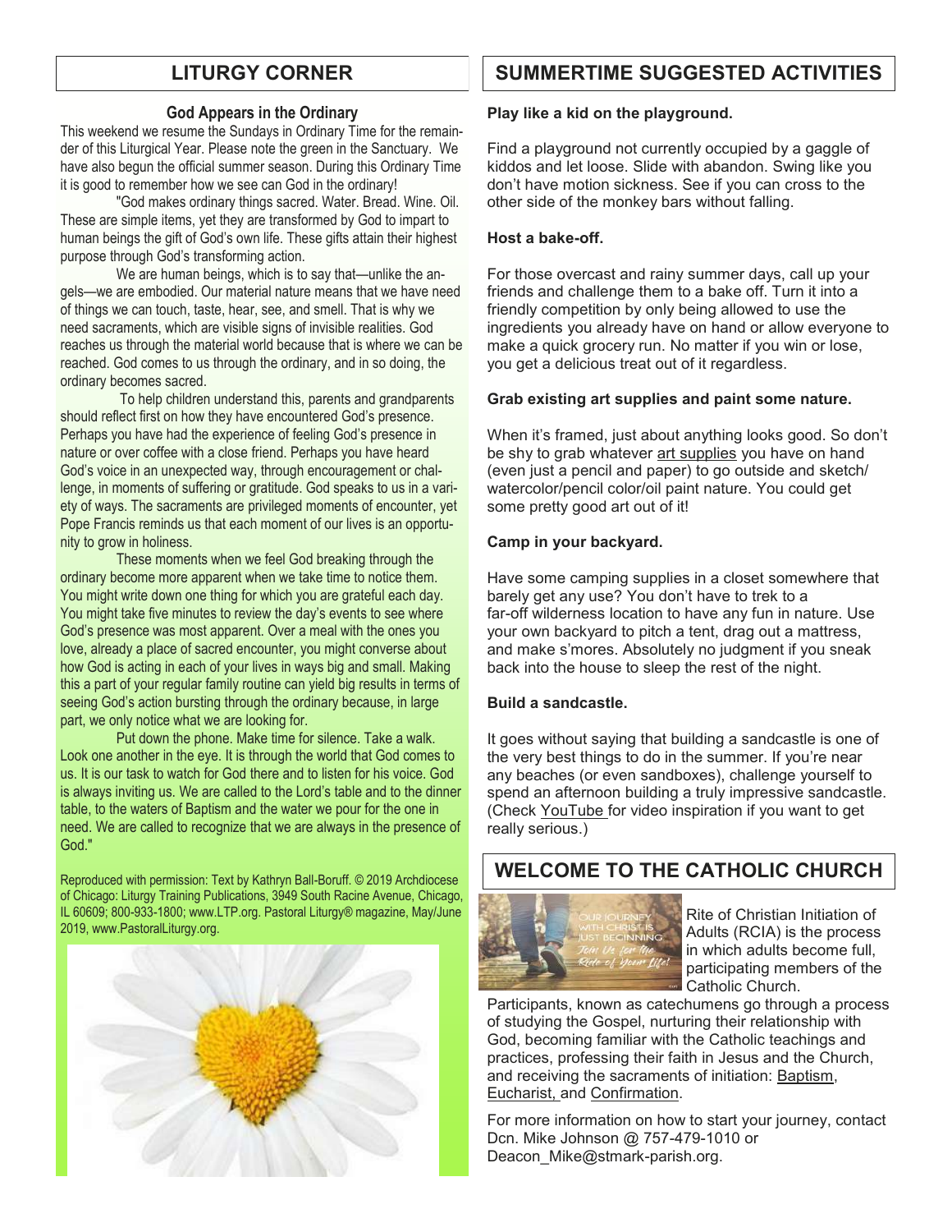## LITURGY CORNER

### God Appears in the Ordinary

This weekend we resume the Sundays in Ordinary Time for the remainder of this Liturgical Year. Please note the green in the Sanctuary. We have also begun the official summer season. During this Ordinary Time it is good to remember how we see can God in the ordinary!

"God makes ordinary things sacred. Water. Bread. Wine. Oil. These are simple items, yet they are transformed by God to impart to human beings the gift of God's own life. These gifts attain their highest purpose through God's transforming action.

We are human beings, which is to say that—unlike the angels—we are embodied. Our material nature means that we have need of things we can touch, taste, hear, see, and smell. That is why we need sacraments, which are visible signs of invisible realities. God reaches us through the material world because that is where we can be reached. God comes to us through the ordinary, and in so doing, the ordinary becomes sacred.

To help children understand this, parents and grandparents should reflect first on how they have encountered God's presence. Perhaps you have had the experience of feeling God's presence in nature or over coffee with a close friend. Perhaps you have heard God's voice in an unexpected way, through encouragement or challenge, in moments of suffering or gratitude. God speaks to us in a variety of ways. The sacraments are privileged moments of encounter, yet Pope Francis reminds us that each moment of our lives is an opportunity to grow in holiness.

These moments when we feel God breaking through the ordinary become more apparent when we take time to notice them. You might write down one thing for which you are grateful each day. You might take five minutes to review the day's events to see where God's presence was most apparent. Over a meal with the ones you love, already a place of sacred encounter, you might converse about how God is acting in each of your lives in ways big and small. Making this a part of your regular family routine can yield big results in terms of seeing God's action bursting through the ordinary because, in large part, we only notice what we are looking for.

Put down the phone. Make time for silence. Take a walk. Look one another in the eye. It is through the world that God comes to us. It is our task to watch for God there and to listen for his voice. God is always inviting us. We are called to the Lord's table and to the dinner table, to the waters of Baptism and the water we pour for the one in need. We are called to recognize that we are always in the presence of God."

Reproduced with permission: Text by Kathryn Ball-Boruff. © 2019 Archdiocese of Chicago: Liturgy Training Publications, 3949 South Racine Avenue, Chicago, IL 60609; 800-933-1800; www.LTP.org. Pastoral Liturgy® magazine, May/June 2019, www.PastoralLiturgy.org.

## SUMMERTIME SUGGESTED ACTIVITIES

**Play like a kid on the playground.**

Find a playground not currently occupied by a gaggle of kiddos and let loose. Slide with abandon. Swing like you don't have motion sickness. See if you can cross to the other side of the monkey bars without falling.

**Host a bake-off.**

For those overcast and rainy summer days, call up your friends and challenge them to a bake off. Turn it into a friendly competition by only being allowed to use the ingredients you already have on hand or allow everyone to make a quick grocery run. No matter if you win or lose, you get a delicious treat out of it regardless.

**Grab existing art supplies and paint some nature.**

When it's framed, just about anything looks good. So don't be shy to grab whatever art supplies you have on hand (even just a pencil and paper) to go outside and sketch/watercolor/pencil color/oil paint nature. You could get some pretty good art out of it!

**Camp in your backyard.**

Have some camping supplies in a closet somewhere that barely get any use? You don't have to trek to a far-off wilderness location to have any fun in nature. Use your own backyard to pitch a tent, drag out a mattress, and make s'mores. Absolutely no judgment if you sneak back into the house to sleep the rest of the night.

**Build a sandcastle.**

It goes without saying that building a sandcastle is one of the very best things to do in the summer. If you're near any beaches (or even sandboxes), challenge yourself to spend an afternoon building a truly impressive sandcastle. (Check YouTube for video inspiration if you want to get really serious.)

## WELCOME TO THE CATHOLIC CHURCH

Rite of Christian Initiation of Adults (RCIA) is the process in which adults become full, participating members of the Catholic Church.

Participants, known as catechumens go through a process of studying the Gospel, nurturing their relationship with God, becoming familiar with the Catholic teachings and practices, professing their faith in Jesus and the Church, and receiving the sacraments of initiation: Baptism, Eucharist, and Confirmation.

For more information on how to start your journey, contact Dcn. Mike Johnson @ 757-479-1010 or Deacon_Mike@stmark-parish.org.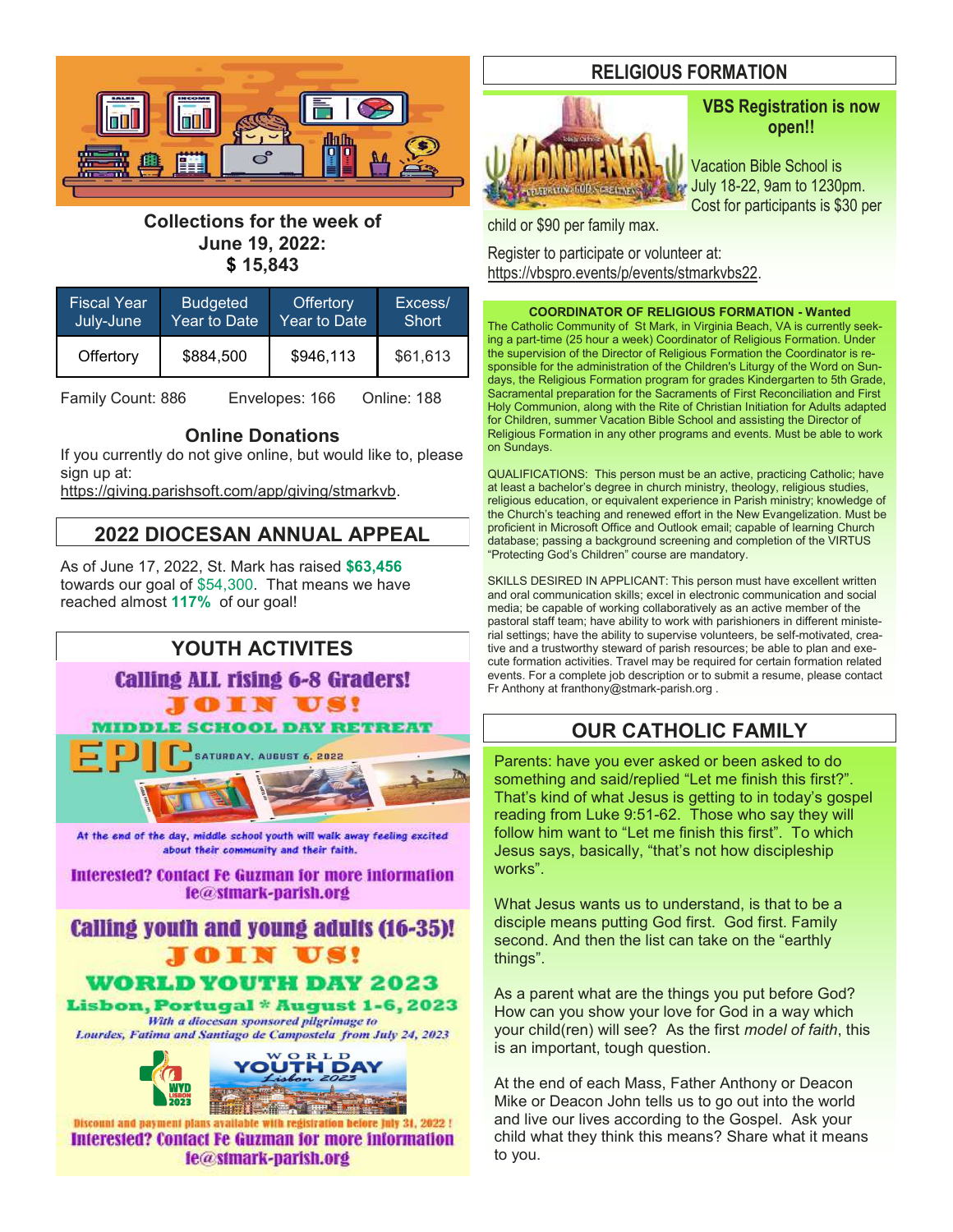**Collections for the week of June 19, 2022: $ 15,843**

| Fiscal Year July-June | Budgeted Year to Date | Offertory Year to Date | Excess/ Short |
|---|---|---|---|
| Offertory | $884,500 | $946,113 | $61,613 |

Family Count: 886 Envelopes: 166 Online: 188

### Online Donations

If you currently do not give online, but would like to, please sign up at: https://giving.parishsoft.com/app/giving/stmarkvb.

## 2022 DIOCESAN ANNUAL APPEAL

As of June 17, 2022, St. Mark has raised **$63,456** towards our goal of $54,300. That means we have reached almost **117%** of our goal!

## YOUTH ACTIVITES

**Calling ALL rising 6-8 Graders!**

**JOIN US!**

**MIDDLE SCHOOL DAY RETREAT**

**EPIC** SATURDAY, AUGUST 6, 2022

At the end of the day, middle school youth will walk away feeling excited about their community and their faith.

**Interested? Contact Fe Guzman for more information fe@stmark-parish.org**

**Calling youth and young adults (16-35)!**

**JOIN US!**

**WORLD YOUTH DAY 2023**

**Lisbon, Portugal * August 1-6, 2023**

*With a diocesan sponsored pilgrimage to Lourdes, Fatima and Santiago de Campostela from July 24, 2023*

Discount and payment plans available with registration before July 31, 2022 !

**Interested? Contact Fe Guzman for more information fe@stmark-parish.org**

## RELIGIOUS FORMATION

### VBS Registration is now open!!

Vacation Bible School is July 18-22, 9am to 1230pm. Cost for participants is $30 per child or $90 per family max.

Register to participate or volunteer at: https://vbspro.events/p/events/stmarkvbs22.

**COORDINATOR OF RELIGIOUS FORMATION - Wanted**

The Catholic Community of St Mark, in Virginia Beach, VA is currently seeking a part-time (25 hour a week) Coordinator of Religious Formation. Under the supervision of the Director of Religious Formation the Coordinator is responsible for the administration of the Children's Liturgy of the Word on Sundays, the Religious Formation program for grades Kindergarten to 5th Grade, Sacramental preparation for the Sacraments of First Reconciliation and First Holy Communion, along with the Rite of Christian Initiation for Adults adapted for Children, summer Vacation Bible School and assisting the Director of Religious Formation in any other programs and events. Must be able to work on Sundays.

QUALIFICATIONS: This person must be an active, practicing Catholic; have at least a bachelor's degree in church ministry, theology, religious studies, religious education, or equivalent experience in Parish ministry; knowledge of the Church's teaching and renewed effort in the New Evangelization. Must be proficient in Microsoft Office and Outlook email; capable of learning Church database; passing a background screening and completion of the VIRTUS "Protecting God's Children" course are mandatory.

SKILLS DESIRED IN APPLICANT: This person must have excellent written and oral communication skills; excel in electronic communication and social media; be capable of working collaboratively as an active member of the pastoral staff team; have ability to work with parishioners in different ministerial settings; have the ability to supervise volunteers, be self-motivated, creative and a trustworthy steward of parish resources; be able to plan and execute formation activities. Travel may be required for certain formation related events. For a complete job description or to submit a resume, please contact Fr Anthony at franthony@stmark-parish.org .

## OUR CATHOLIC FAMILY

Parents: have you ever asked or been asked to do something and said/replied "Let me finish this first?". That's kind of what Jesus is getting to in today's gospel reading from Luke 9:51-62. Those who say they will follow him want to "Let me finish this first". To which Jesus says, basically, "that's not how discipleship works".

What Jesus wants us to understand, is that to be a disciple means putting God first. God first. Family second. And then the list can take on the "earthly things".

As a parent what are the things you put before God? How can you show your love for God in a way which your child(ren) will see? As the first *model of faith*, this is an important, tough question.

At the end of each Mass, Father Anthony or Deacon Mike or Deacon John tells us to go out into the world and live our lives according to the Gospel. Ask your child what they think this means? Share what it means to you.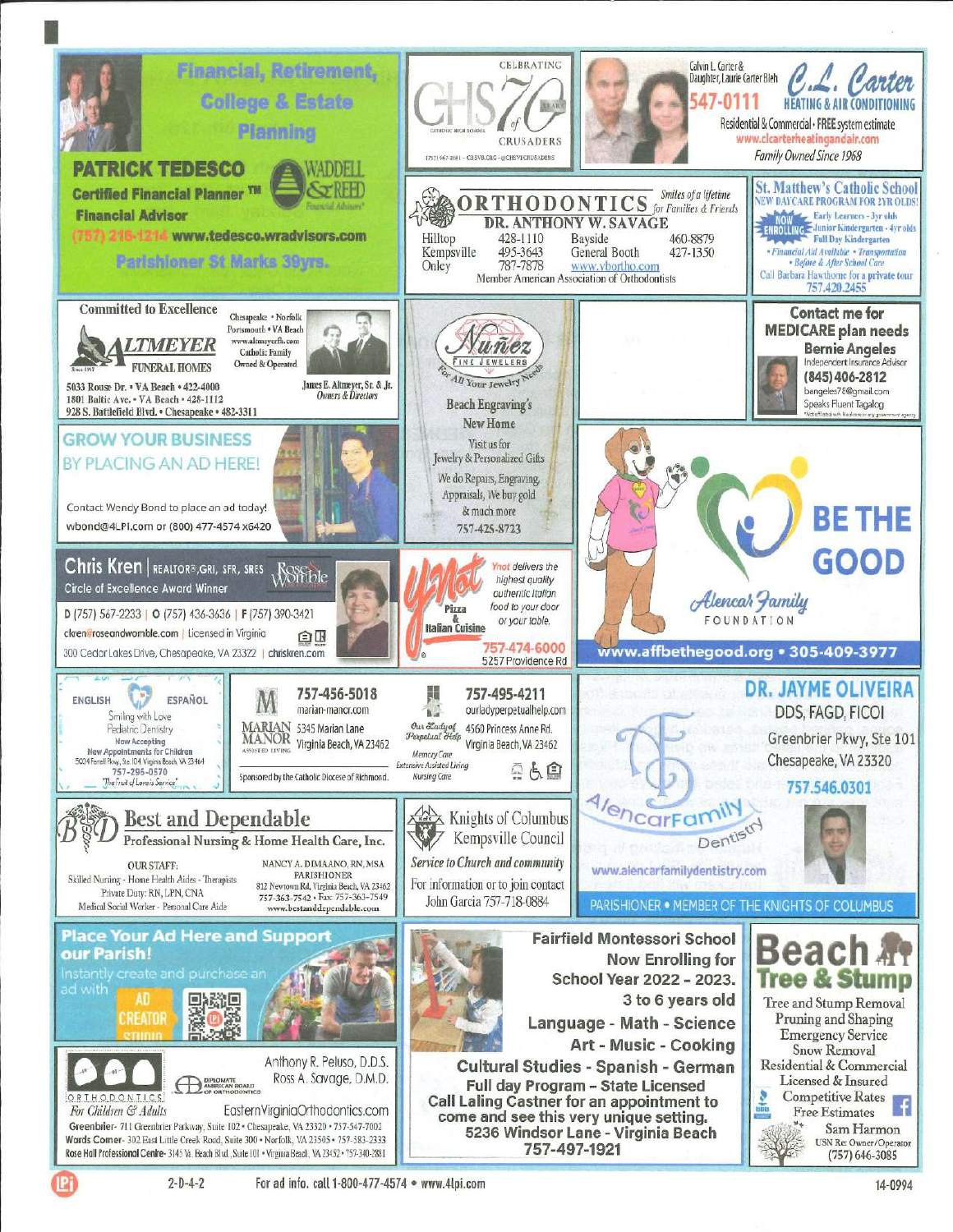## Financial, Retirement, College & Estate Planning

**PATRICK TEDESCO**
**Certified Financial Planner™**
**Financial Advisor**

WADDELL & REED Financial Advisors

(757) 216-1214 www.tedesco.wradvisors.com

Parishioner St Marks 39yrs.

---

CELEBRATING CHS 70 YEARS of CRUSADERS

CATHOLIC HIGH SCHOOL

(757) 467-2881 • CHSVB.ORG • @CHSVBCRUSADERS

---

Calvin L. Carter & Daughter, Laurie Carter Bleh

## C.L. Carter
**HEATING & AIR CONDITIONING**

547-0111

Residential & Commercial • FREE system estimate
www.clcarterheatingandair.com
Family Owned Since 1968

---

## ORTHODONTICS
*Smiles of a lifetime for Families & Friends*

DR. ANTHONY W. SAVAGE

| | | | |
|---|---|---|---|
| Hilltop | 428-1110 | Bayside | 460-8879 |
| Kempsville | 495-3643 | General Booth | 427-1350 |
| Onley | 787-7878 | www.vbortho.com | |

Member American Association of Orthodontists

---

## St. Matthew's Catholic School
NEW DAYCARE PROGRAM FOR 2YR OLDS!

NOW ENROLLING
- Early Learners - 3yr olds
- Junior Kindergarten - 4yr olds
- Full Day Kindergarten

• Financial Aid Available • Transportation • Before & After School Care

Call Barbara Hawthorne for a private tour 757.420.2455

---

Committed to Excellence

## ALTMEYER FUNERAL HOMES
Since 1917

Chesapeake • Norfolk Portsmouth • VA Beach
www.altmeyerfh.com
Catholic Family Owned & Operated

James E. Altmeyer, Sr. & Jr.
Owners & Directors

5033 Rouse Dr. • VA Beach • 422-4000
1801 Baltic Ave. • VA Beach • 428-1112
928 S. Battlefield Blvd. • Chesapeake • 482-3311

---

## Nuñez
FINE JEWELERS

For All Your Jewelry Needs

Beach Engraving's New Home

Visit us for Jewelry & Personalized Gifts

We do Repairs, Engraving, Appraisals, We buy gold & much more

757-425-8723

---

**Contact me for MEDICARE plan needs**

**Bernie Angeles**
Independent Insurance Advisor
(845) 406-2812
bangeles78@gmail.com
Speaks Fluent Tagalog

---

**GROW YOUR BUSINESS BY PLACING AN AD HERE!**

Contact Wendy Bond to place an ad today!
wbond@4LPi.com or (800) 477-4574 x6420

---

**BE THE GOOD**

*Alencar Family* FOUNDATION

www.affbethegood.org • 305-409-3977

---

## Chris Kren | REALTOR®, GRI, SFR, SRES
Rose & Womble

Circle of Excellence Award Winner

D (757) 567-2233 | O (757) 436-3636 | F (757) 390-3421
ckren@roseandwomble.com | Licensed in Virginia
300 Cedar Lakes Drive, Chesapeake, VA 23322 | chriskren.com

---

## Ynot
Pizza & Italian Cuisine

Ynot delivers the highest quality authentic Italian food to your door or your table.

757-474-6000
5257 Providence Rd

---

ENGLISH · ESPAÑOL

Smiling with Love
Pediatric Dentistry

Now Accepting New Appointments for Children
5024 Ferrell Pkwy, Ste 104 Virginia Beach VA 23464
757-295-0570
"The Fruit of Love is Service"

---

**MARIAN MANOR** ASSISTED LIVING

757-456-5018
marian-manor.com
5345 Marian Lane
Virginia Beach, VA 23462

Sponsored by the Catholic Diocese of Richmond.

---

*Our Lady of Perpetual Help*

757-495-4211
ourladyperpetualhelp.com
4560 Princess Anne Rd.
Virginia Beach, VA 23462

Memory Care
Extensive Assisted Living
Nursing Care

---

## DR. JAYME OLIVEIRA
DDS, FAGD, FICOI

Greenbrier Pkwy, Ste 101
Chesapeake, VA 23320

757.546.0301

Alencar Family Dentistry

www.alencarfamilydentistry.com

PARISHIONER • MEMBER OF THE KNIGHTS OF COLUMBUS

---

## Best and Dependable
**Professional Nursing & Home Health Care, Inc.**

OUR STAFF:
Skilled Nursing - Home Health Aides - Therapists
Private Duty: RN, LPN, CNA
Medical Social Worker - Personal Care Aide

NANCY A. DIMAANO, RN, MSA
PARISHIONER
812 Newtown Rd, Virginia Beach, VA 23462
757-363-7542 • Fax: 757-363-7549
www.bestanddependable.com

---

## Knights of Columbus Kempsville Council

*Service to Church and community*

For information or to join contact John Garcia 757-718-0884

---

**Place Your Ad Here and Support our Parish!**

Instantly create and purchase an ad with AD CREATOR STUDIO

---

**Fairfield Montessori School**
Now Enrolling for School Year 2022 - 2023.
3 to 6 years old

Language - Math - Science
Art - Music - Cooking
Cultural Studies - Spanish - German
Full day Program - State Licensed

Call Laling Castner for an appointment to come and see this very unique setting.
5236 Windsor Lane - Virginia Beach
757-497-1921

---

## Beach Tree & Stump

Tree and Stump Removal
Pruning and Shaping
Emergency Service
Snow Removal
Residential & Commercial
Licensed & Insured
Competitive Rates
Free Estimates

Sam Harmon
USN Ret Owner/Operator
(757) 646-3085

---

ORTHODONTICS
For Children & Adults

DIPLOMATE AMERICAN BOARD OF ORTHODONTICS

Anthony R. Peluso, D.D.S.
Ross A. Savage, D.M.D.

EasternVirginiaOrthodontics.com

Greenbrier - 711 Greenbrier Parkway, Suite 102 • Chesapeake, VA 23320 • 757-547-7002
Wards Corner - 302 East Little Creek Road, Suite 300 • Norfolk, VA 23505 • 757-583-2333
Rose Hall Professional Centre - 3145 Va. Beach Blvd., Suite 101 • Virginia Beach, VA 23452 • 757-340-2881

---

2-D-4-2 For ad info. call 1-800-477-4574 • www.4lpi.com 14-0994